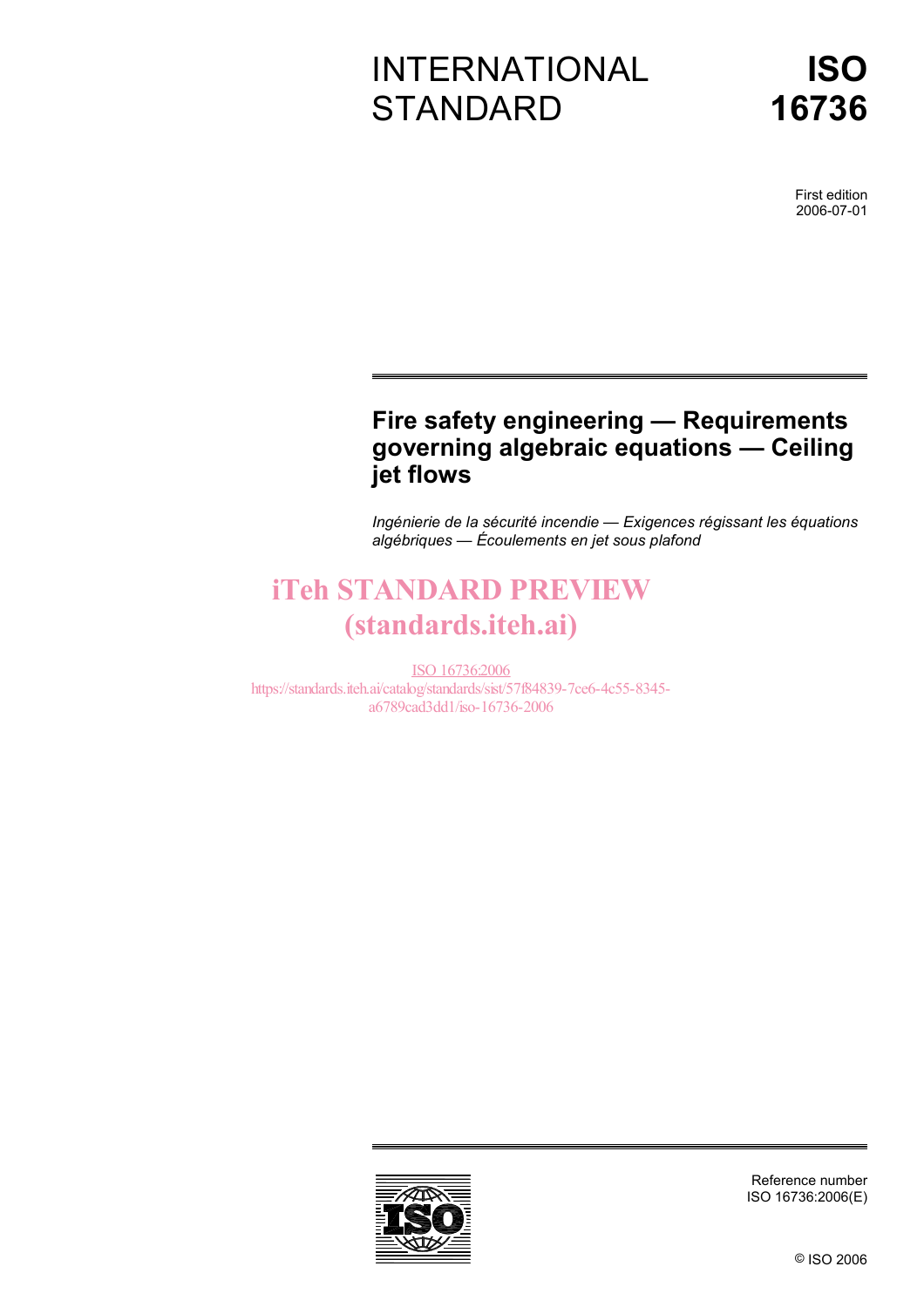# INTERNATIONAL STANDARD

# ISO 16736

First edition
2006-07-01

## Fire safety engineering — Requirements governing algebraic equations — Ceiling jet flows

*Ingénierie de la sécurité incendie — Exigences régissant les équations algébriques — Écoulements en jet sous plafond*

iTeh STANDARD PREVIEW
(standards.iteh.ai)

ISO 16736:2006
https://standards.iteh.ai/catalog/standards/sist/57f84839-7ce6-4c55-8345-a6789cad3dd1/iso-16736-2006

Reference number
ISO 16736:2006(E)

© ISO 2006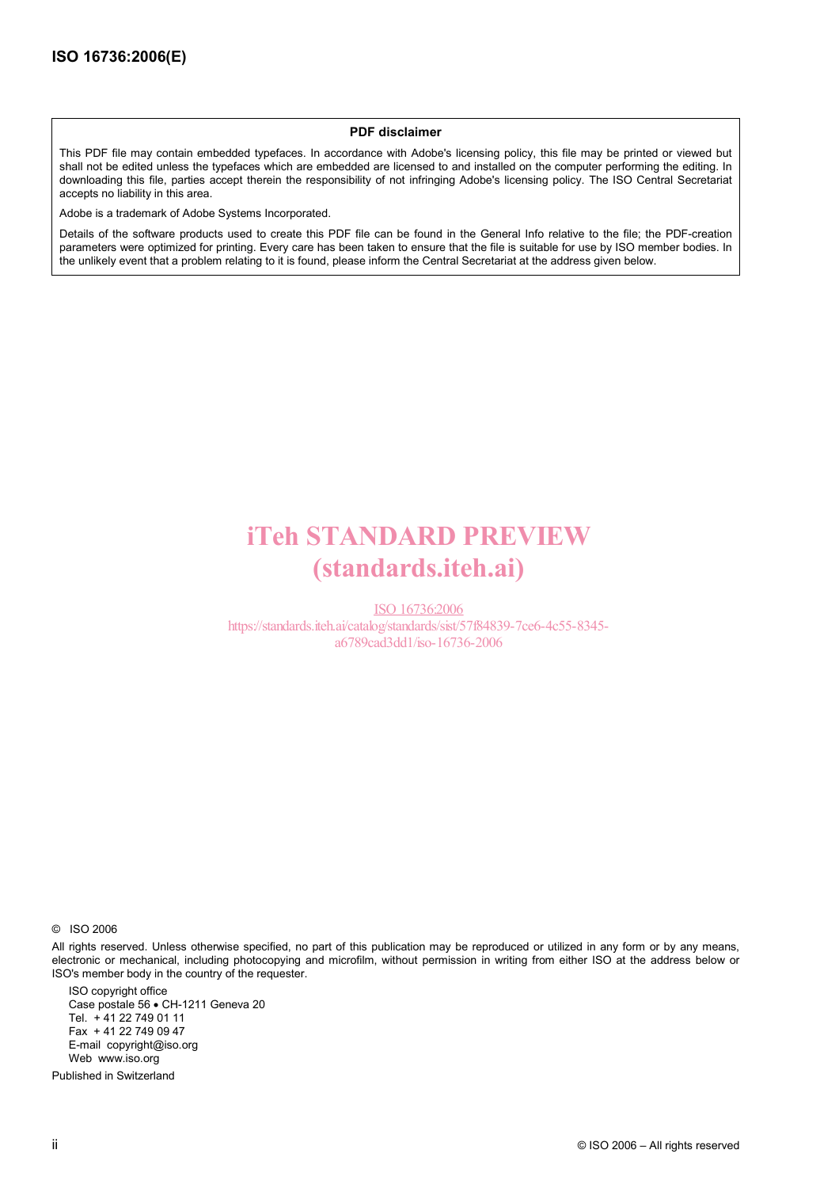**PDF disclaimer**

This PDF file may contain embedded typefaces. In accordance with Adobe's licensing policy, this file may be printed or viewed but shall not be edited unless the typefaces which are embedded are licensed to and installed on the computer performing the editing. In downloading this file, parties accept therein the responsibility of not infringing Adobe's licensing policy. The ISO Central Secretariat accepts no liability in this area.

Adobe is a trademark of Adobe Systems Incorporated.

Details of the software products used to create this PDF file can be found in the General Info relative to the file; the PDF-creation parameters were optimized for printing. Every care has been taken to ensure that the file is suitable for use by ISO member bodies. In the unlikely event that a problem relating to it is found, please inform the Central Secretariat at the address given below.

iTeh STANDARD PREVIEW
(standards.iteh.ai)

ISO 16736:2006
https://standards.iteh.ai/catalog/standards/sist/57f84839-7ce6-4c55-8345-a6789cad3dd1/iso-16736-2006

© ISO 2006

All rights reserved. Unless otherwise specified, no part of this publication may be reproduced or utilized in any form or by any means, electronic or mechanical, including photocopying and microfilm, without permission in writing from either ISO at the address below or ISO's member body in the country of the requester.

ISO copyright office
Case postale 56 • CH-1211 Geneva 20
Tel. + 41 22 749 01 11
Fax + 41 22 749 09 47
E-mail copyright@iso.org
Web www.iso.org

Published in Switzerland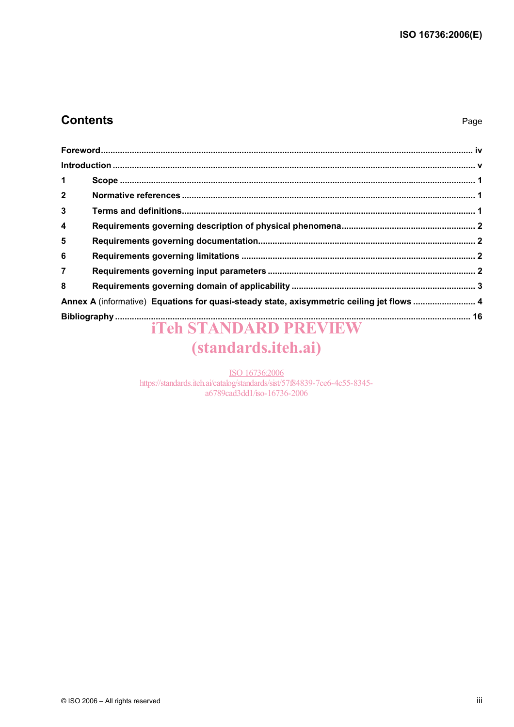## Contents

Page

Foreword ........ iv

Introduction ........ v

1 Scope ........ 1

2 Normative references ........ 1

3 Terms and definitions ........ 1

4 Requirements governing description of physical phenomena ........ 2

5 Requirements governing documentation ........ 2

6 Requirements governing limitations ........ 2

7 Requirements governing input parameters ........ 2

8 Requirements governing domain of applicability ........ 3

Annex A (informative) Equations for quasi-steady state, axisymmetric ceiling jet flows ........ 4

Bibliography ........ 16

iTeh STANDARD PREVIEW
(standards.iteh.ai)

ISO 16736:2006
https://standards.iteh.ai/catalog/standards/sist/57f84839-7ce6-4c55-8345-a6789cad3dd1/iso-16736-2006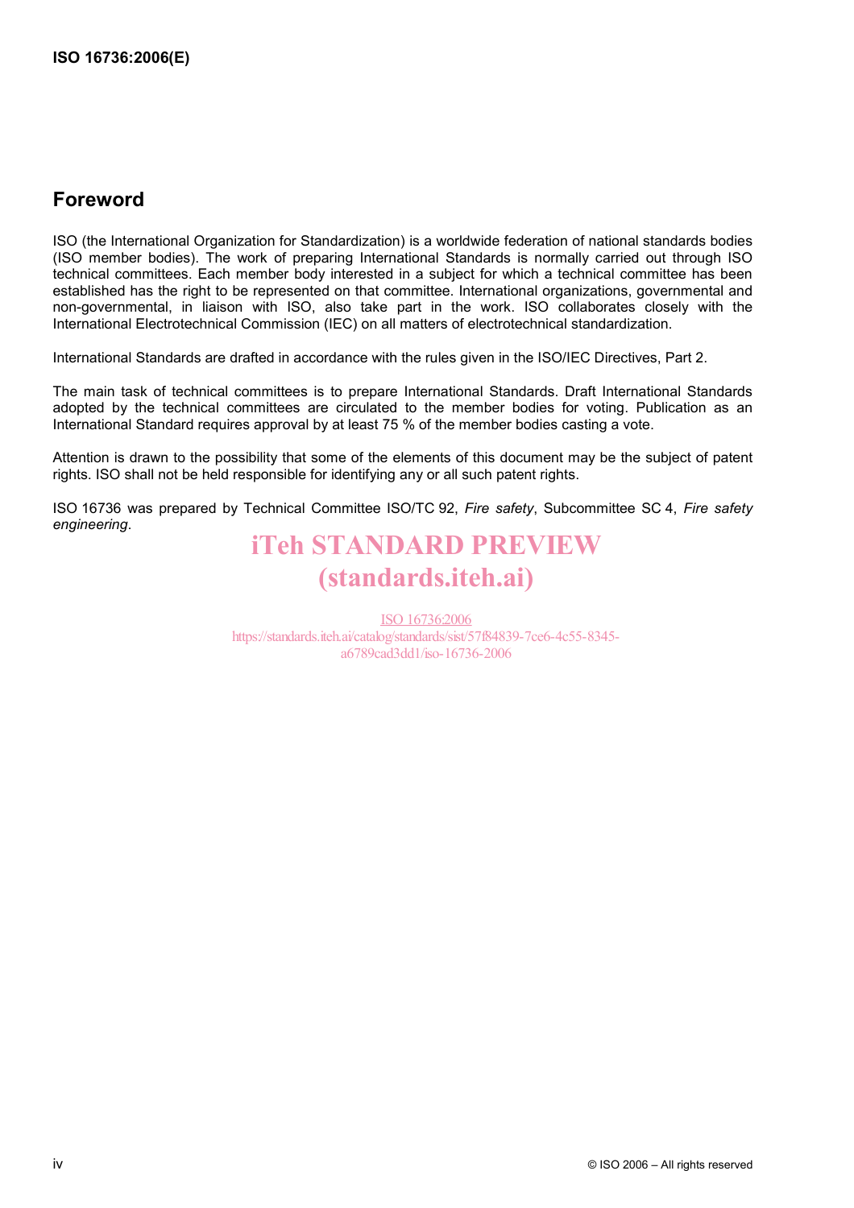## Foreword

ISO (the International Organization for Standardization) is a worldwide federation of national standards bodies (ISO member bodies). The work of preparing International Standards is normally carried out through ISO technical committees. Each member body interested in a subject for which a technical committee has been established has the right to be represented on that committee. International organizations, governmental and non-governmental, in liaison with ISO, also take part in the work. ISO collaborates closely with the International Electrotechnical Commission (IEC) on all matters of electrotechnical standardization.

International Standards are drafted in accordance with the rules given in the ISO/IEC Directives, Part 2.

The main task of technical committees is to prepare International Standards. Draft International Standards adopted by the technical committees are circulated to the member bodies for voting. Publication as an International Standard requires approval by at least 75 % of the member bodies casting a vote.

Attention is drawn to the possibility that some of the elements of this document may be the subject of patent rights. ISO shall not be held responsible for identifying any or all such patent rights.

ISO 16736 was prepared by Technical Committee ISO/TC 92, *Fire safety*, Subcommittee SC 4, *Fire safety engineering*.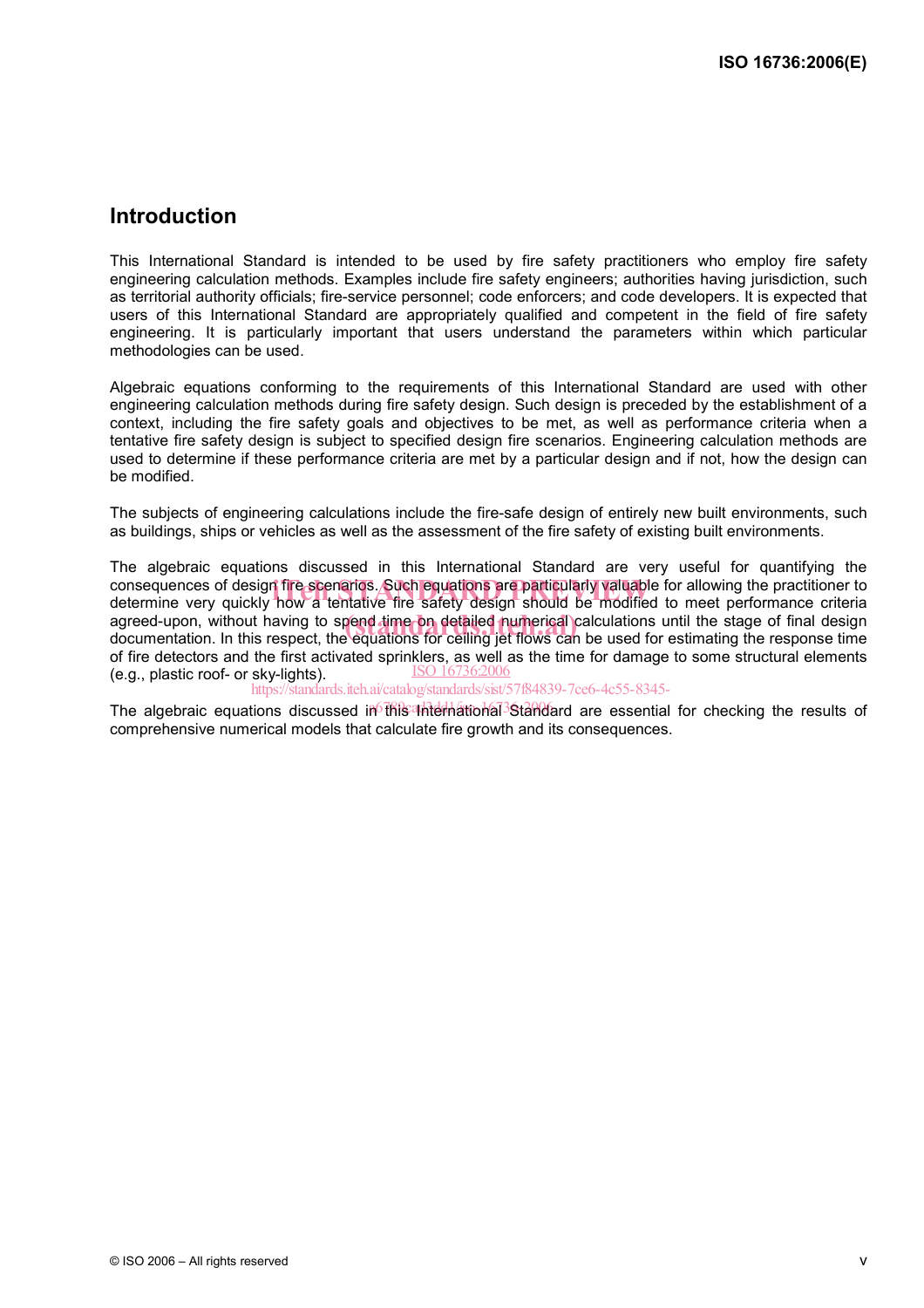## Introduction

This International Standard is intended to be used by fire safety practitioners who employ fire safety engineering calculation methods. Examples include fire safety engineers; authorities having jurisdiction, such as territorial authority officials; fire-service personnel; code enforcers; and code developers. It is expected that users of this International Standard are appropriately qualified and competent in the field of fire safety engineering. It is particularly important that users understand the parameters within which particular methodologies can be used.

Algebraic equations conforming to the requirements of this International Standard are used with other engineering calculation methods during fire safety design. Such design is preceded by the establishment of a context, including the fire safety goals and objectives to be met, as well as performance criteria when a tentative fire safety design is subject to specified design fire scenarios. Engineering calculation methods are used to determine if these performance criteria are met by a particular design and if not, how the design can be modified.

The subjects of engineering calculations include the fire-safe design of entirely new built environments, such as buildings, ships or vehicles as well as the assessment of the fire safety of existing built environments.

The algebraic equations discussed in this International Standard are very useful for quantifying the consequences of design fire scenarios. Such equations are particularly valuable for allowing the practitioner to determine very quickly how a tentative fire safety design should be modified to meet performance criteria agreed-upon, without having to spend time on detailed numerical calculations until the stage of final design documentation. In this respect, the equations for ceiling jet flows can be used for estimating the response time of fire detectors and the first activated sprinklers, as well as the time for damage to some structural elements (e.g., plastic roof- or sky-lights).

The algebraic equations discussed in this International Standard are essential for checking the results of comprehensive numerical models that calculate fire growth and its consequences.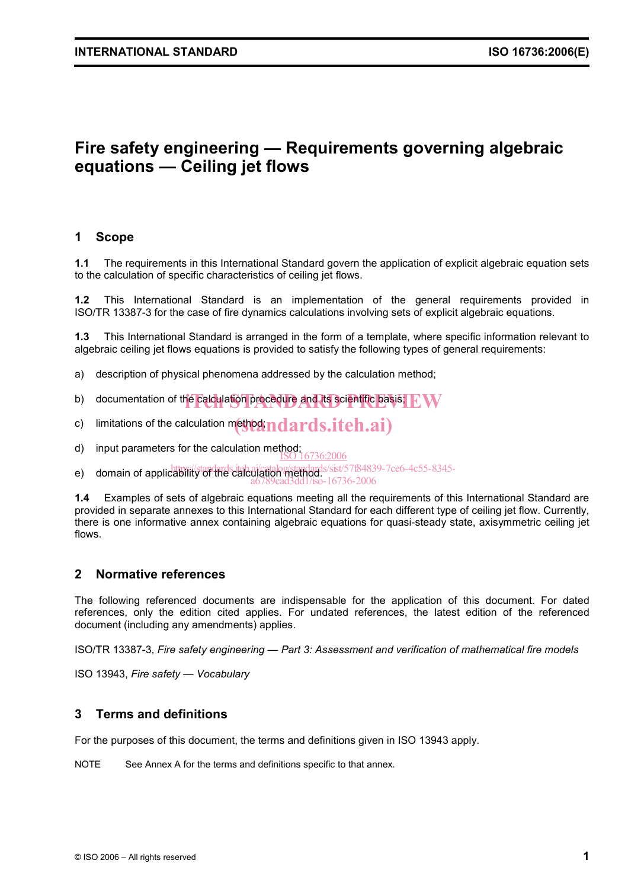# Fire safety engineering — Requirements governing algebraic equations — Ceiling jet flows

## 1 Scope

**1.1** The requirements in this International Standard govern the application of explicit algebraic equation sets to the calculation of specific characteristics of ceiling jet flows.

**1.2** This International Standard is an implementation of the general requirements provided in ISO/TR 13387-3 for the case of fire dynamics calculations involving sets of explicit algebraic equations.

**1.3** This International Standard is arranged in the form of a template, where specific information relevant to algebraic ceiling jet flows equations is provided to satisfy the following types of general requirements:

a) description of physical phenomena addressed by the calculation method;

b) documentation of the calculation procedure and its scientific basis;

c) limitations of the calculation method;

d) input parameters for the calculation method;

e) domain of applicability of the calculation method.

**1.4** Examples of sets of algebraic equations meeting all the requirements of this International Standard are provided in separate annexes to this International Standard for each different type of ceiling jet flow. Currently, there is one informative annex containing algebraic equations for quasi-steady state, axisymmetric ceiling jet flows.

## 2 Normative references

The following referenced documents are indispensable for the application of this document. For dated references, only the edition cited applies. For undated references, the latest edition of the referenced document (including any amendments) applies.

ISO/TR 13387-3, *Fire safety engineering — Part 3: Assessment and verification of mathematical fire models*

ISO 13943, *Fire safety — Vocabulary*

## 3 Terms and definitions

For the purposes of this document, the terms and definitions given in ISO 13943 apply.

NOTE See Annex A for the terms and definitions specific to that annex.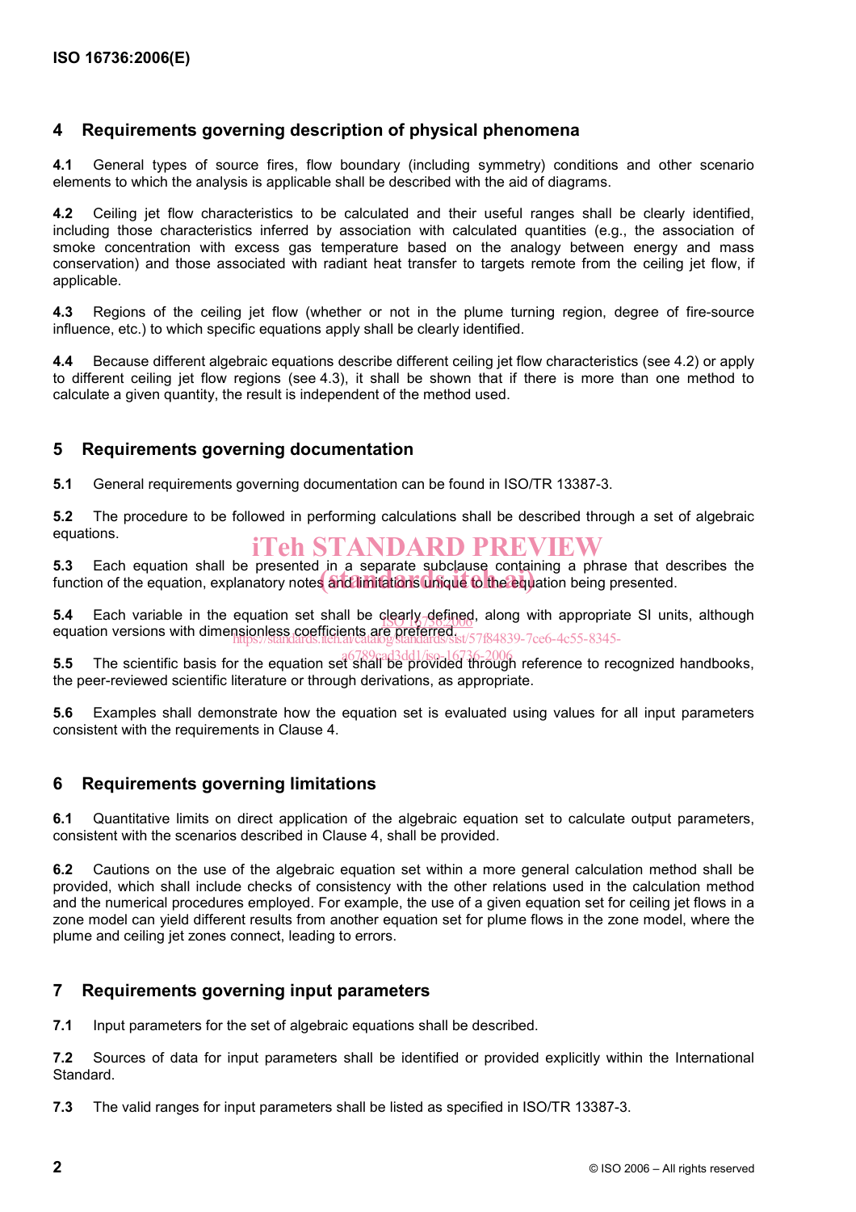## 4 Requirements governing description of physical phenomena

**4.1** General types of source fires, flow boundary (including symmetry) conditions and other scenario elements to which the analysis is applicable shall be described with the aid of diagrams.

**4.2** Ceiling jet flow characteristics to be calculated and their useful ranges shall be clearly identified, including those characteristics inferred by association with calculated quantities (e.g., the association of smoke concentration with excess gas temperature based on the analogy between energy and mass conservation) and those associated with radiant heat transfer to targets remote from the ceiling jet flow, if applicable.

**4.3** Regions of the ceiling jet flow (whether or not in the plume turning region, degree of fire-source influence, etc.) to which specific equations apply shall be clearly identified.

**4.4** Because different algebraic equations describe different ceiling jet flow characteristics (see 4.2) or apply to different ceiling jet flow regions (see 4.3), it shall be shown that if there is more than one method to calculate a given quantity, the result is independent of the method used.

## 5 Requirements governing documentation

**5.1** General requirements governing documentation can be found in ISO/TR 13387-3.

**5.2** The procedure to be followed in performing calculations shall be described through a set of algebraic equations.

**5.3** Each equation shall be presented in a separate subclause containing a phrase that describes the function of the equation, explanatory notes and limitations unique to the equation being presented.

**5.4** Each variable in the equation set shall be clearly defined, along with appropriate SI units, although equation versions with dimensionless coefficients are preferred.

**5.5** The scientific basis for the equation set shall be provided through reference to recognized handbooks, the peer-reviewed scientific literature or through derivations, as appropriate.

**5.6** Examples shall demonstrate how the equation set is evaluated using values for all input parameters consistent with the requirements in Clause 4.

## 6 Requirements governing limitations

**6.1** Quantitative limits on direct application of the algebraic equation set to calculate output parameters, consistent with the scenarios described in Clause 4, shall be provided.

**6.2** Cautions on the use of the algebraic equation set within a more general calculation method shall be provided, which shall include checks of consistency with the other relations used in the calculation method and the numerical procedures employed. For example, the use of a given equation set for ceiling jet flows in a zone model can yield different results from another equation set for plume flows in the zone model, where the plume and ceiling jet zones connect, leading to errors.

## 7 Requirements governing input parameters

**7.1** Input parameters for the set of algebraic equations shall be described.

**7.2** Sources of data for input parameters shall be identified or provided explicitly within the International Standard.

**7.3** The valid ranges for input parameters shall be listed as specified in ISO/TR 13387-3.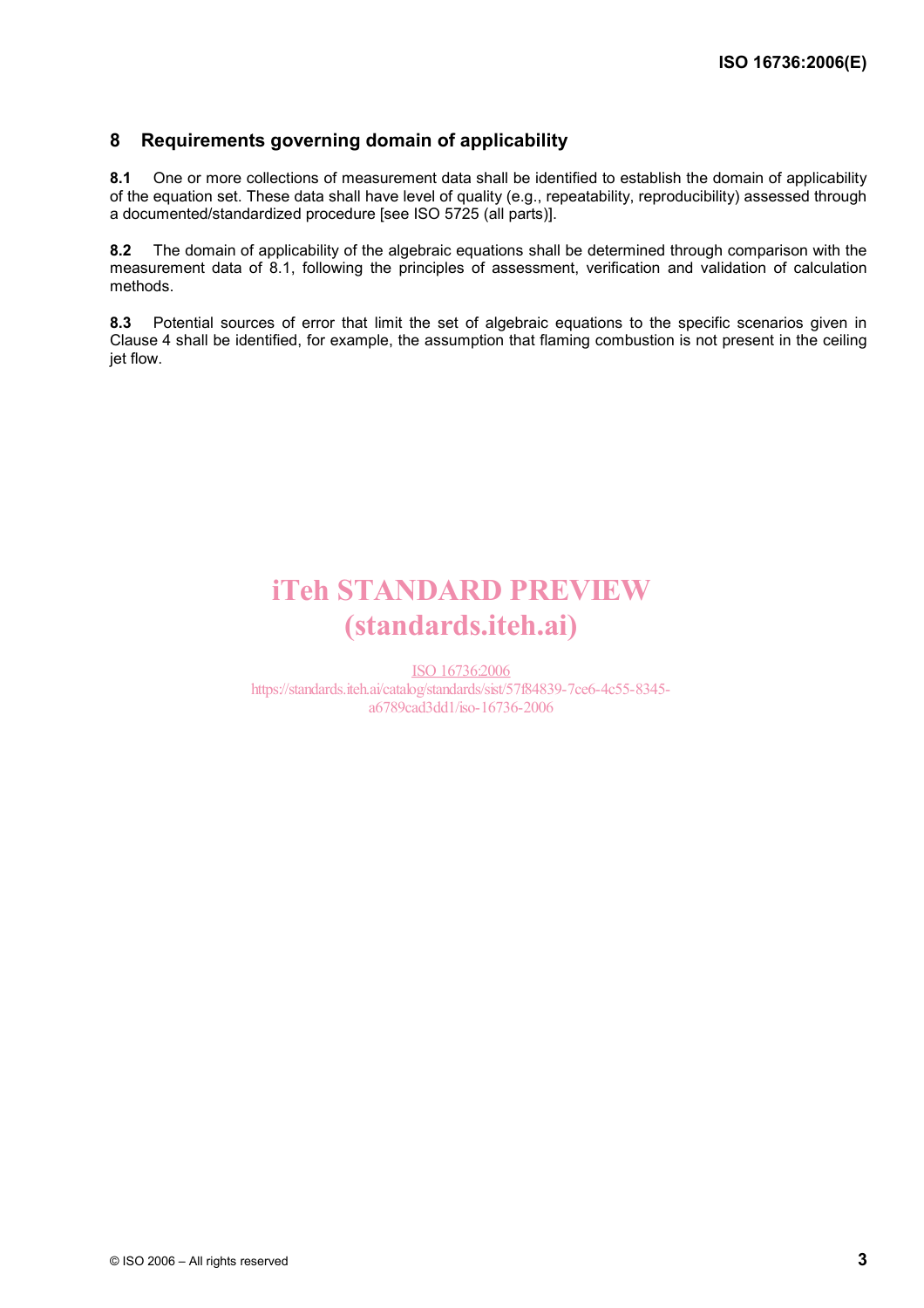## 8 Requirements governing domain of applicability

**8.1** One or more collections of measurement data shall be identified to establish the domain of applicability of the equation set. These data shall have level of quality (e.g., repeatability, reproducibility) assessed through a documented/standardized procedure [see ISO 5725 (all parts)].

**8.2** The domain of applicability of the algebraic equations shall be determined through comparison with the measurement data of 8.1, following the principles of assessment, verification and validation of calculation methods.

**8.3** Potential sources of error that limit the set of algebraic equations to the specific scenarios given in Clause 4 shall be identified, for example, the assumption that flaming combustion is not present in the ceiling jet flow.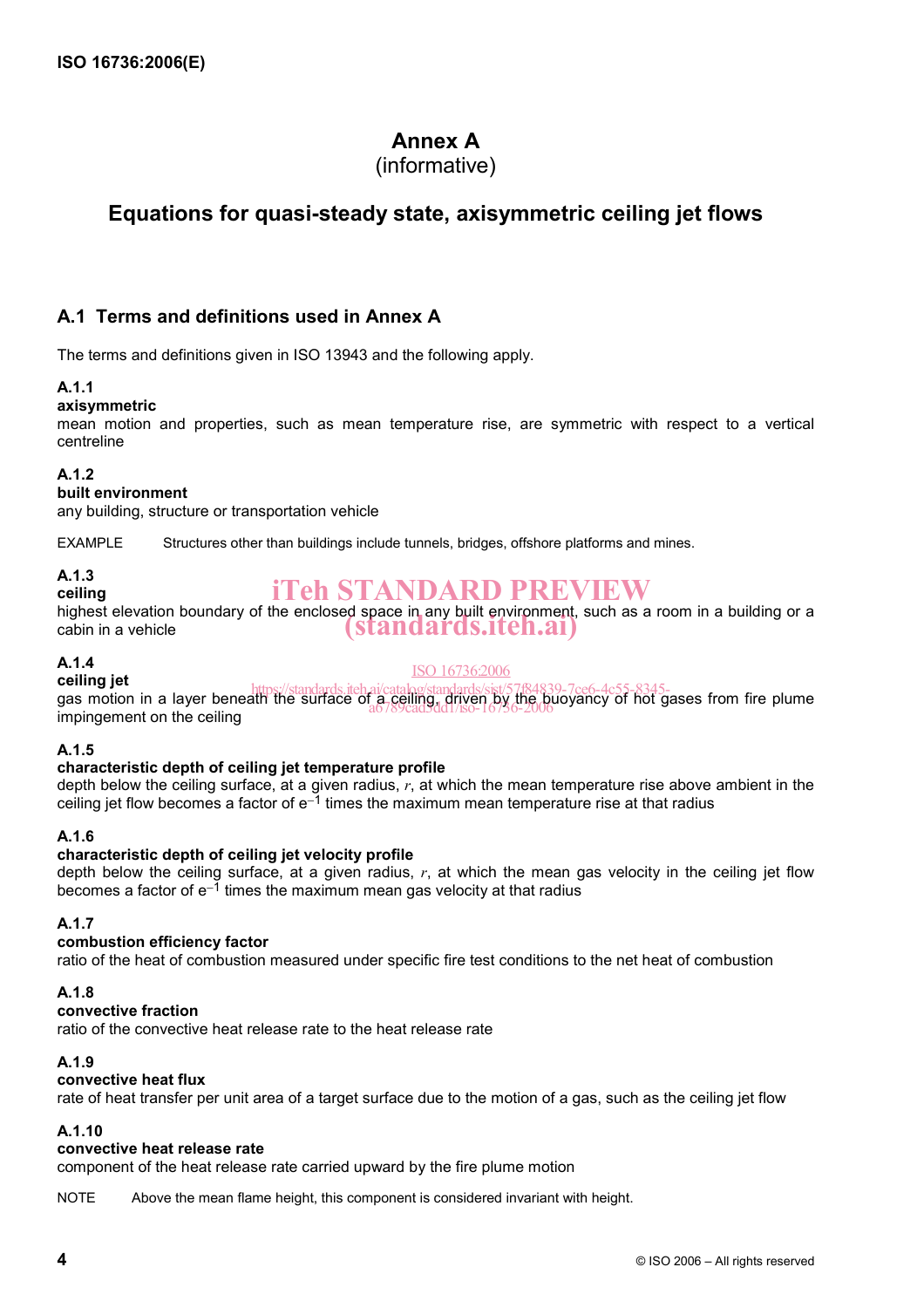# Annex A
(informative)

## Equations for quasi-steady state, axisymmetric ceiling jet flows

### A.1 Terms and definitions used in Annex A

The terms and definitions given in ISO 13943 and the following apply.

**A.1.1**
**axisymmetric**
mean motion and properties, such as mean temperature rise, are symmetric with respect to a vertical centreline

**A.1.2**
**built environment**
any building, structure or transportation vehicle

EXAMPLE Structures other than buildings include tunnels, bridges, offshore platforms and mines.

**A.1.3**
**ceiling**
highest elevation boundary of the enclosed space in any built environment, such as a room in a building or a cabin in a vehicle

**A.1.4**
**ceiling jet**
gas motion in a layer beneath the surface of a ceiling, driven by the buoyancy of hot gases from fire plume impingement on the ceiling

**A.1.5**
**characteristic depth of ceiling jet temperature profile**
depth below the ceiling surface, at a given radius, $r$, at which the mean temperature rise above ambient in the ceiling jet flow becomes a factor of $e^{-1}$ times the maximum mean temperature rise at that radius

**A.1.6**
**characteristic depth of ceiling jet velocity profile**
depth below the ceiling surface, at a given radius, $r$, at which the mean gas velocity in the ceiling jet flow becomes a factor of $e^{-1}$ times the maximum mean gas velocity at that radius

**A.1.7**
**combustion efficiency factor**
ratio of the heat of combustion measured under specific fire test conditions to the net heat of combustion

**A.1.8**
**convective fraction**
ratio of the convective heat release rate to the heat release rate

**A.1.9**
**convective heat flux**
rate of heat transfer per unit area of a target surface due to the motion of a gas, such as the ceiling jet flow

**A.1.10**
**convective heat release rate**
component of the heat release rate carried upward by the fire plume motion

NOTE Above the mean flame height, this component is considered invariant with height.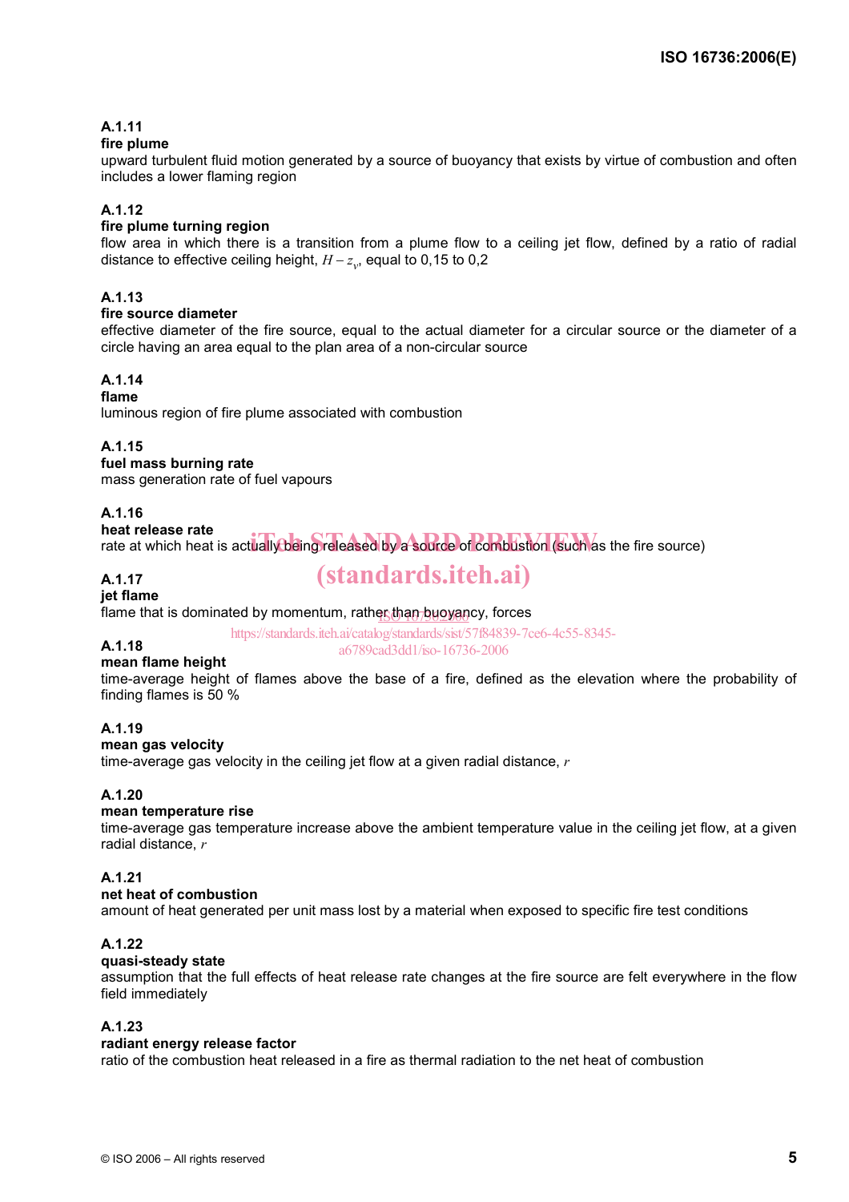**A.1.11**

**fire plume**

upward turbulent fluid motion generated by a source of buoyancy that exists by virtue of combustion and often includes a lower flaming region

**A.1.12**

**fire plume turning region**

flow area in which there is a transition from a plume flow to a ceiling jet flow, defined by a ratio of radial distance to effective ceiling height, $H - z_v$, equal to 0,15 to 0,2

**A.1.13**

**fire source diameter**

effective diameter of the fire source, equal to the actual diameter for a circular source or the diameter of a circle having an area equal to the plan area of a non-circular source

**A.1.14**

**flame**

luminous region of fire plume associated with combustion

**A.1.15**

**fuel mass burning rate**

mass generation rate of fuel vapours

**A.1.16**

**heat release rate**

rate at which heat is actually being released by a source of combustion (such as the fire source)

**A.1.17**

**jet flame**

flame that is dominated by momentum, rather than buoyancy, forces

**A.1.18**

**mean flame height**

time-average height of flames above the base of a fire, defined as the elevation where the probability of finding flames is 50 %

**A.1.19**

**mean gas velocity**

time-average gas velocity in the ceiling jet flow at a given radial distance, $r$

**A.1.20**

**mean temperature rise**

time-average gas temperature increase above the ambient temperature value in the ceiling jet flow, at a given radial distance, $r$

**A.1.21**

**net heat of combustion**

amount of heat generated per unit mass lost by a material when exposed to specific fire test conditions

**A.1.22**

**quasi-steady state**

assumption that the full effects of heat release rate changes at the fire source are felt everywhere in the flow field immediately

**A.1.23**

**radiant energy release factor**

ratio of the combustion heat released in a fire as thermal radiation to the net heat of combustion